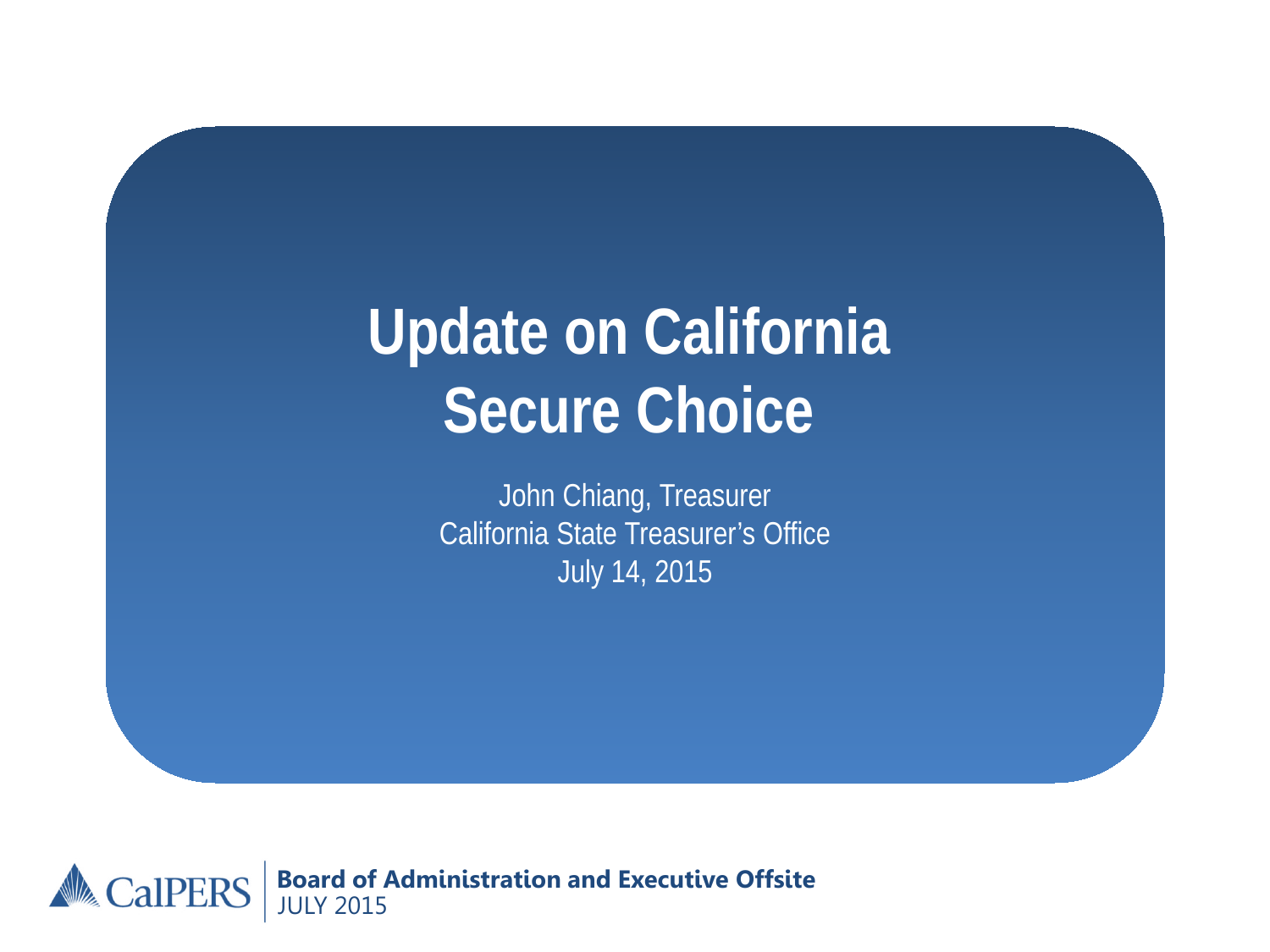# Update on California Secure Choice

John Chiang, Treasurer
California State Treasurer's Office
July 14, 2015

CalPERS | **Board of Administration and Executive Offsite**
JULY 2015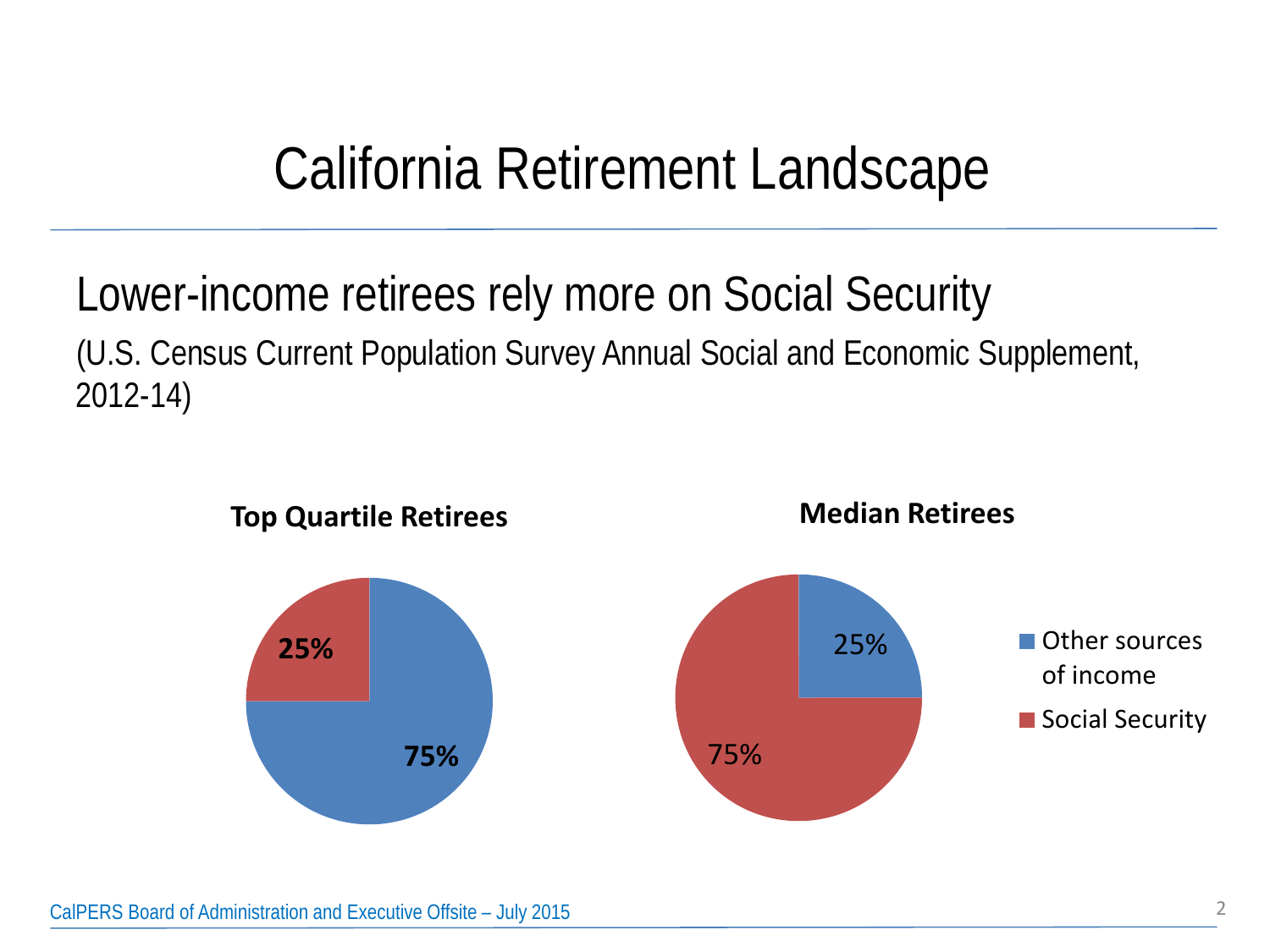# California Retirement Landscape

## Lower-income retirees rely more on Social Security

(U.S. Census Current Population Survey Annual Social and Economic Supplement, 2012-14)

**Top Quartile Retirees**

**25%**

**75%**

**Median Retirees**

25%

75%

Other sources of income

Social Security

CalPERS Board of Administration and Executive Offsite – July 2015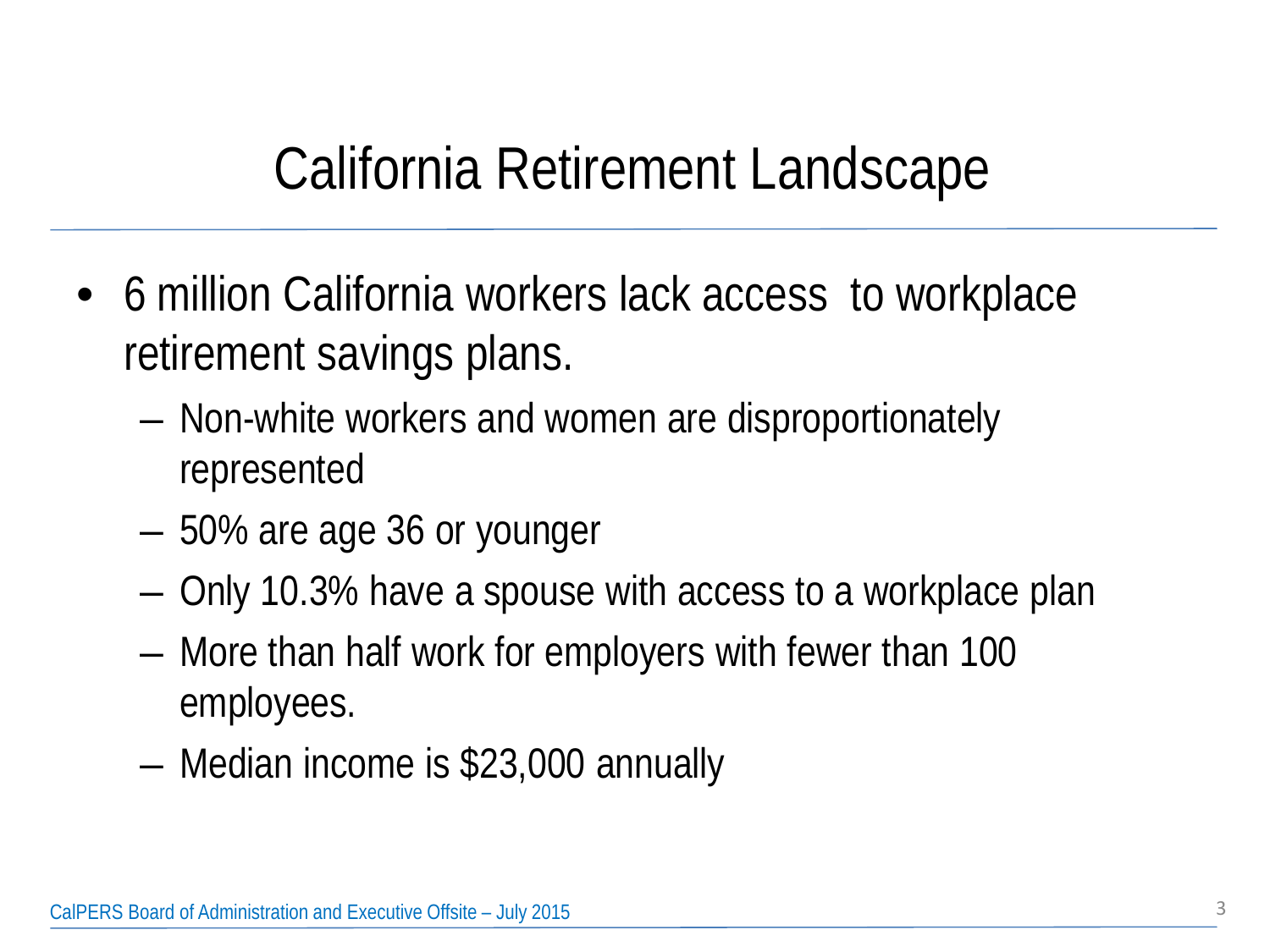# California Retirement Landscape

- 6 million California workers lack access to workplace retirement savings plans.
  - Non-white workers and women are disproportionately represented
  - 50% are age 36 or younger
  - Only 10.3% have a spouse with access to a workplace plan
  - More than half work for employers with fewer than 100 employees.
  - Median income is $23,000 annually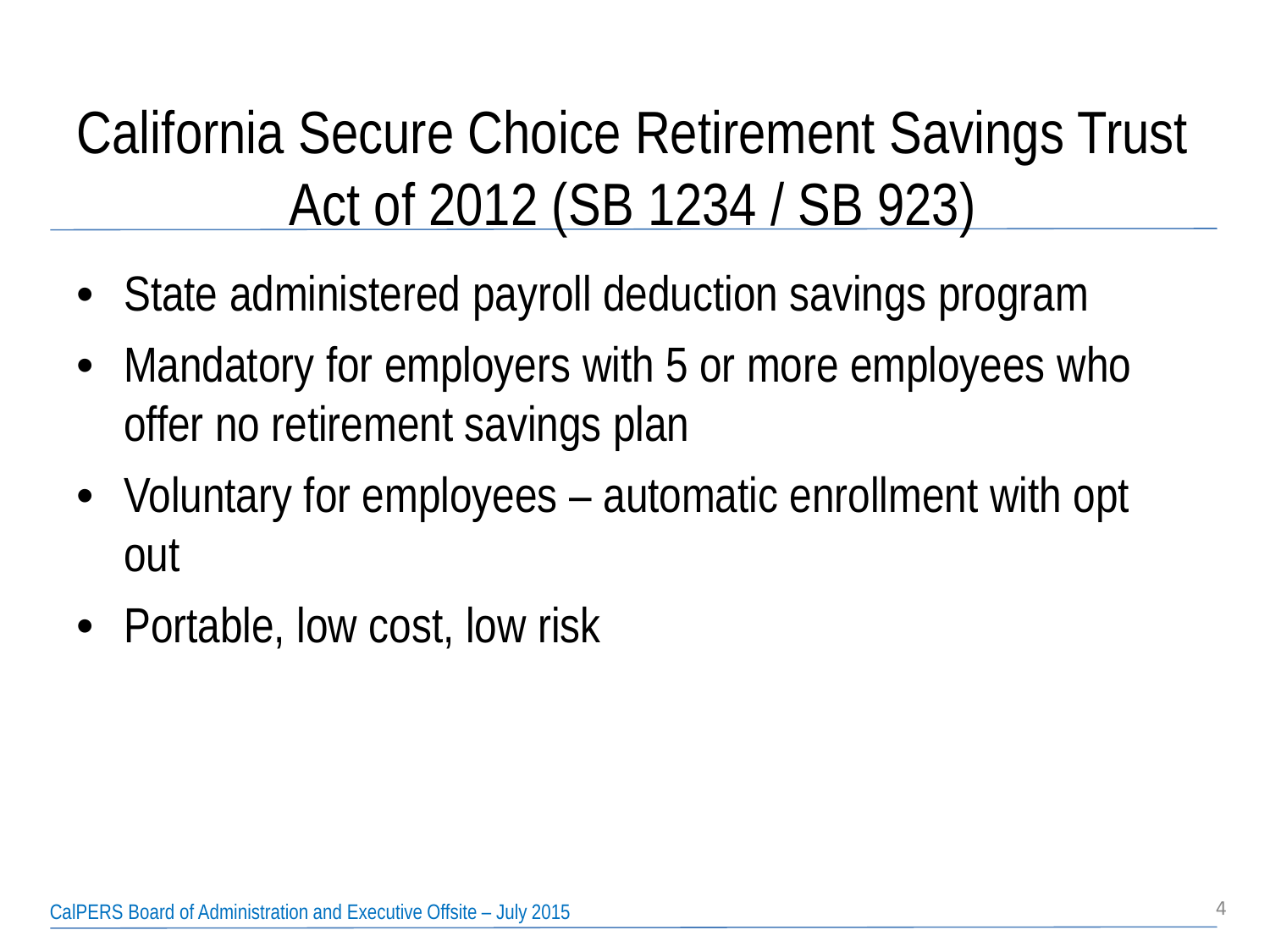# California Secure Choice Retirement Savings Trust Act of 2012 (SB 1234 / SB 923)

- State administered payroll deduction savings program
- Mandatory for employers with 5 or more employees who offer no retirement savings plan
- Voluntary for employees – automatic enrollment with opt out
- Portable, low cost, low risk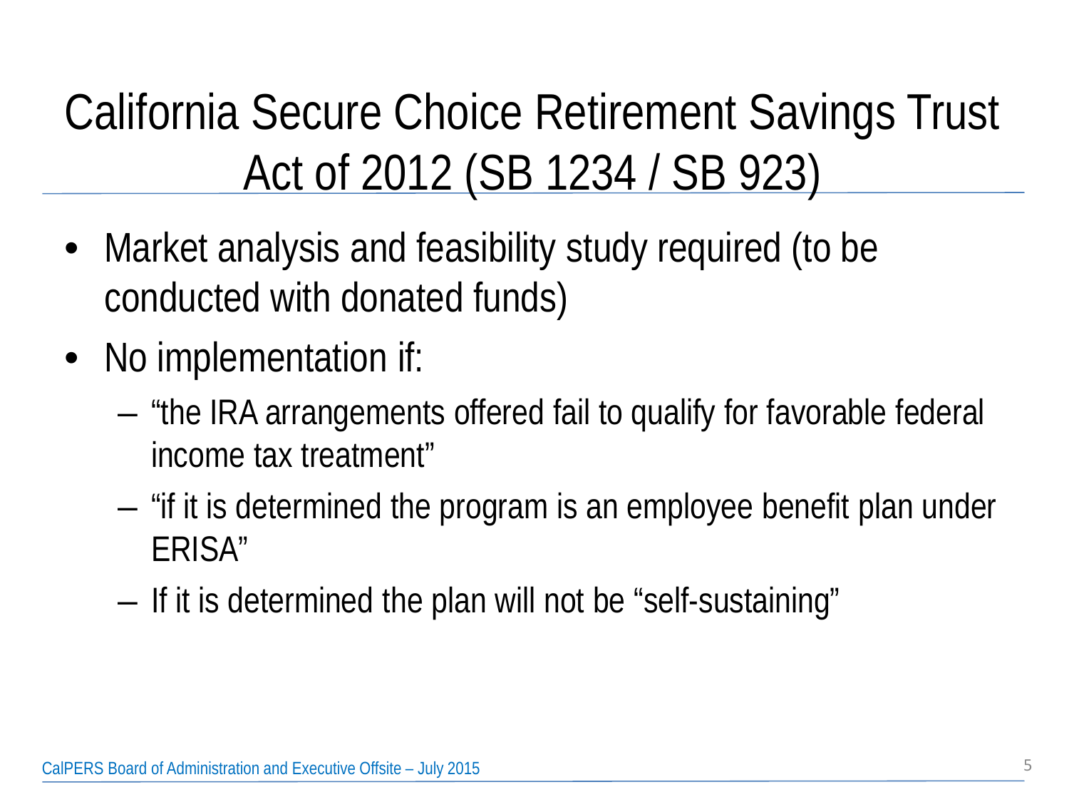# California Secure Choice Retirement Savings Trust Act of 2012 (SB 1234 / SB 923)

- Market analysis and feasibility study required (to be conducted with donated funds)
- No implementation if:
  - "the IRA arrangements offered fail to qualify for favorable federal income tax treatment"
  - "if it is determined the program is an employee benefit plan under ERISA"
  - If it is determined the plan will not be "self-sustaining"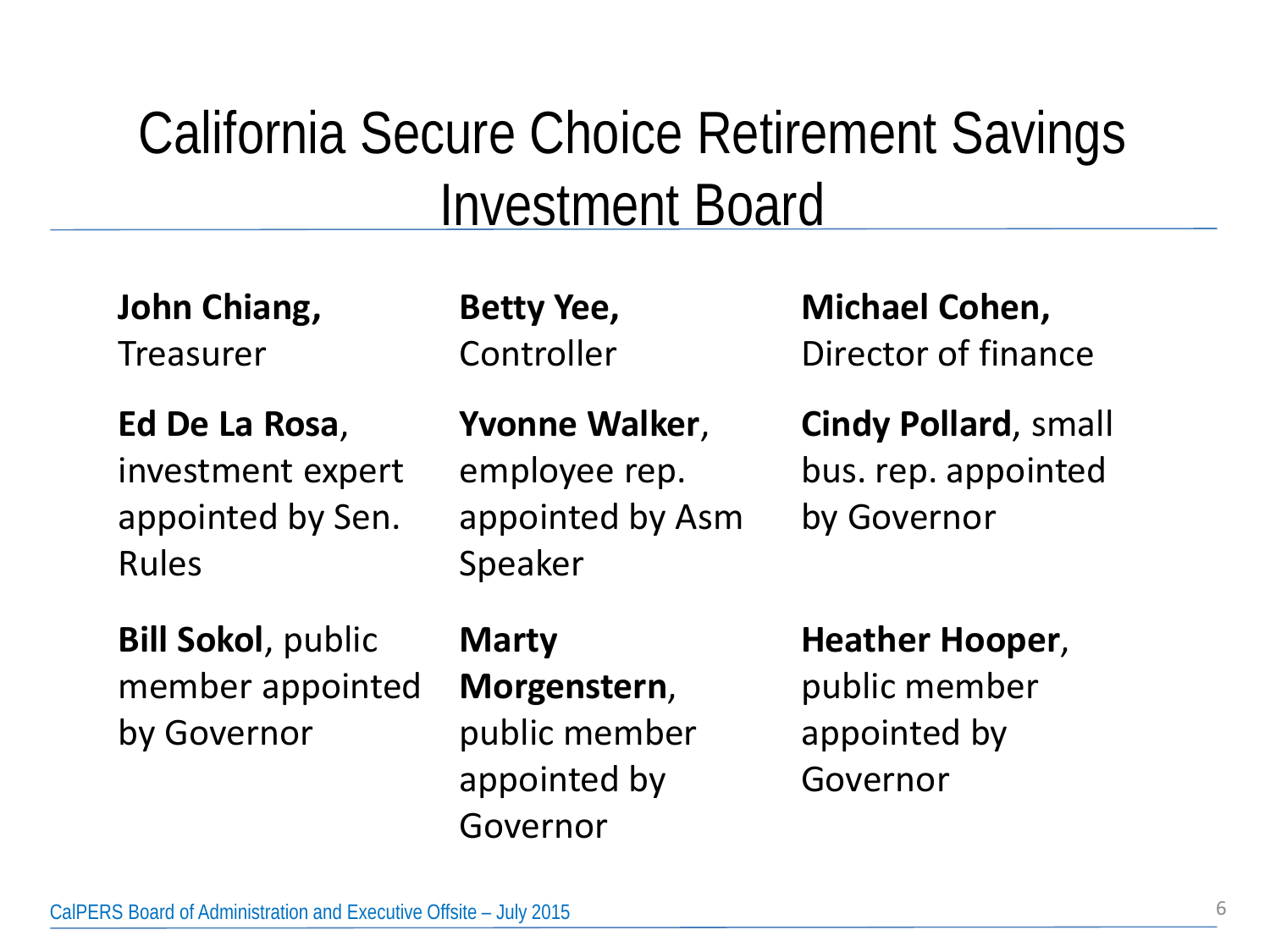# California Secure Choice Retirement Savings Investment Board

**John Chiang,** Treasurer

**Betty Yee,** Controller

**Michael Cohen,** Director of finance

**Ed De La Rosa**, investment expert appointed by Sen. Rules

**Yvonne Walker**, employee rep. appointed by Asm Speaker

**Cindy Pollard**, small bus. rep. appointed by Governor

**Bill Sokol**, public member appointed by Governor

**Marty Morgenstern**, public member appointed by Governor

**Heather Hooper**, public member appointed by Governor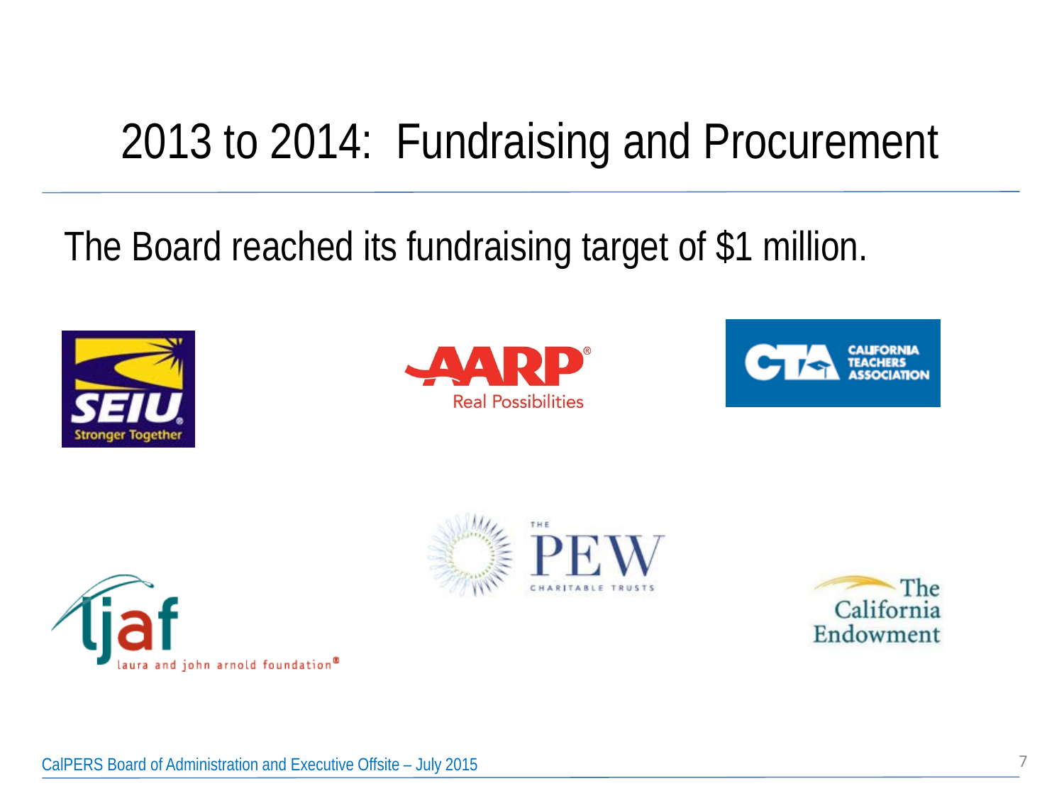# 2013 to 2014: Fundraising and Procurement

The Board reached its fundraising target of $1 million.

SEIU Stronger Together

AARP Real Possibilities

CTA California Teachers Association

ljaf laura and john arnold foundation

The PEW Charitable Trusts

The California Endowment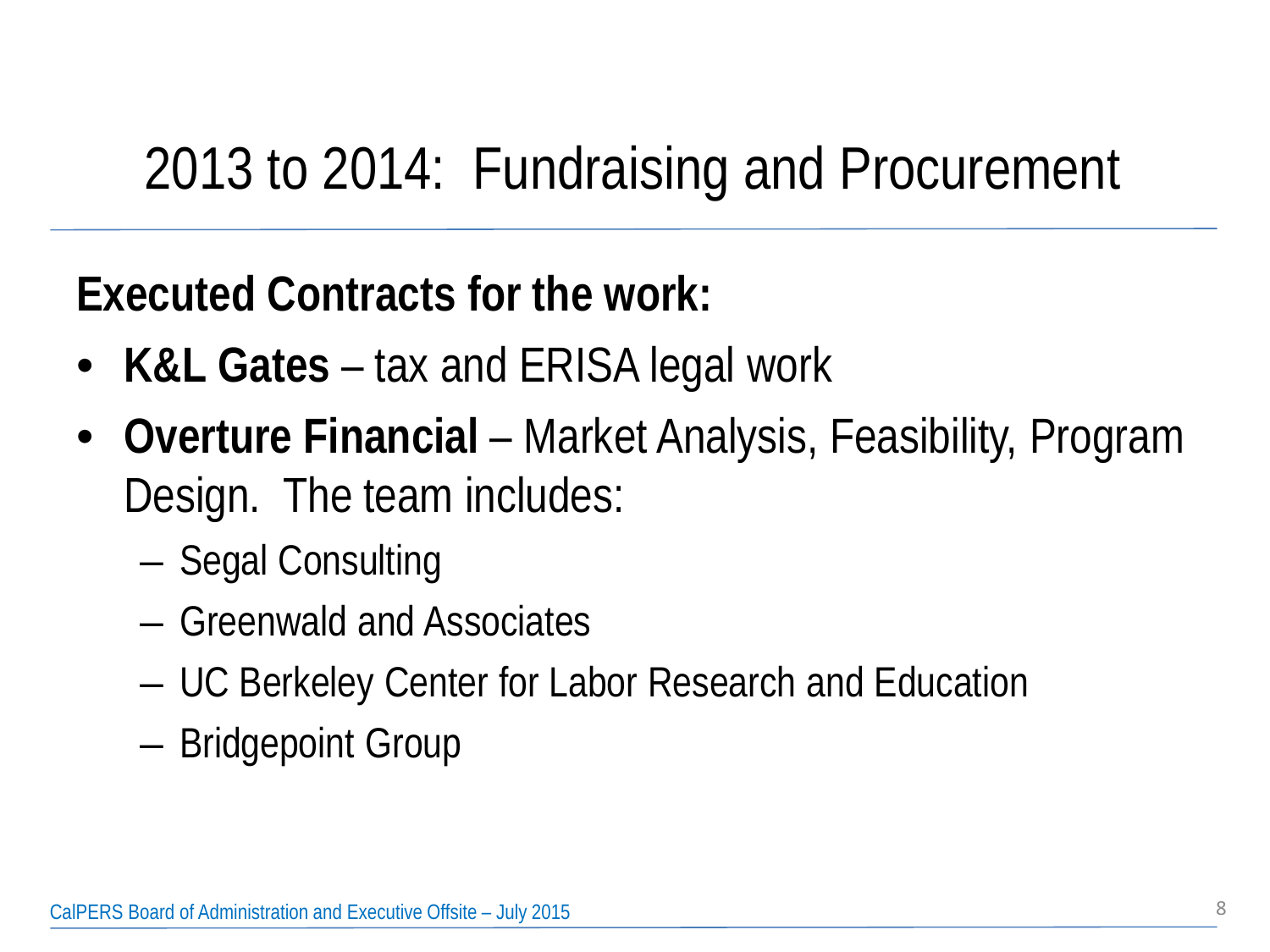# 2013 to 2014: Fundraising and Procurement

**Executed Contracts for the work:**

- **K&L Gates** – tax and ERISA legal work
- **Overture Financial** – Market Analysis, Feasibility, Program Design. The team includes:
  - Segal Consulting
  - Greenwald and Associates
  - UC Berkeley Center for Labor Research and Education
  - Bridgepoint Group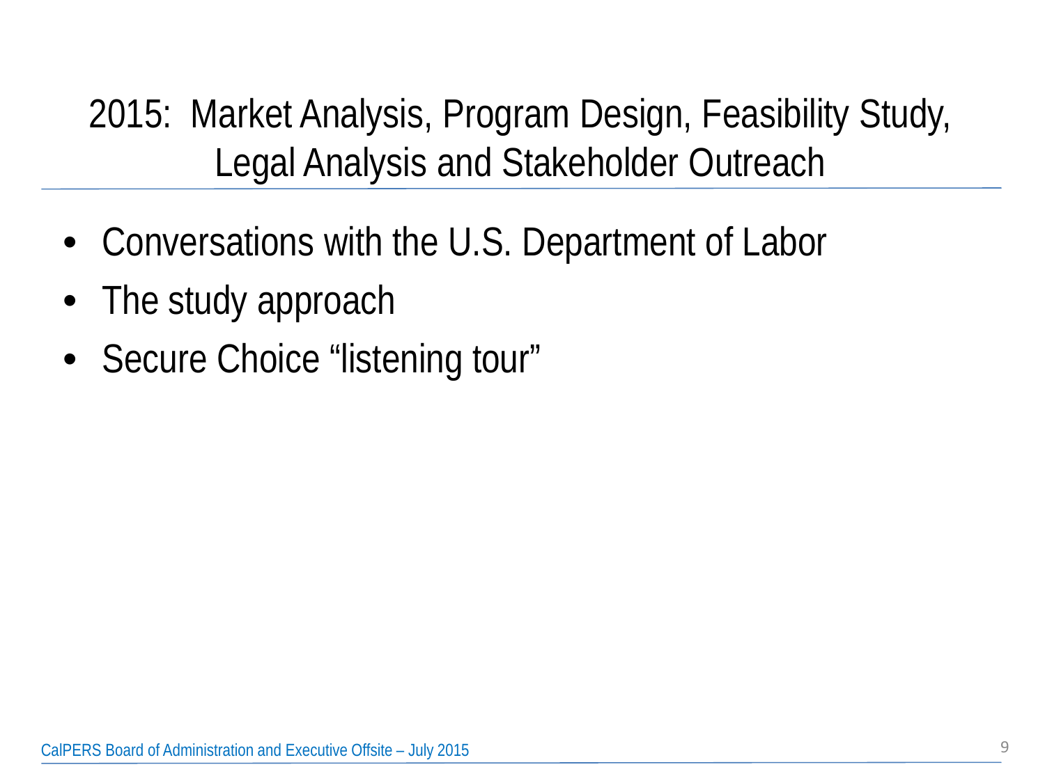# 2015: Market Analysis, Program Design, Feasibility Study, Legal Analysis and Stakeholder Outreach

- Conversations with the U.S. Department of Labor
- The study approach
- Secure Choice “listening tour”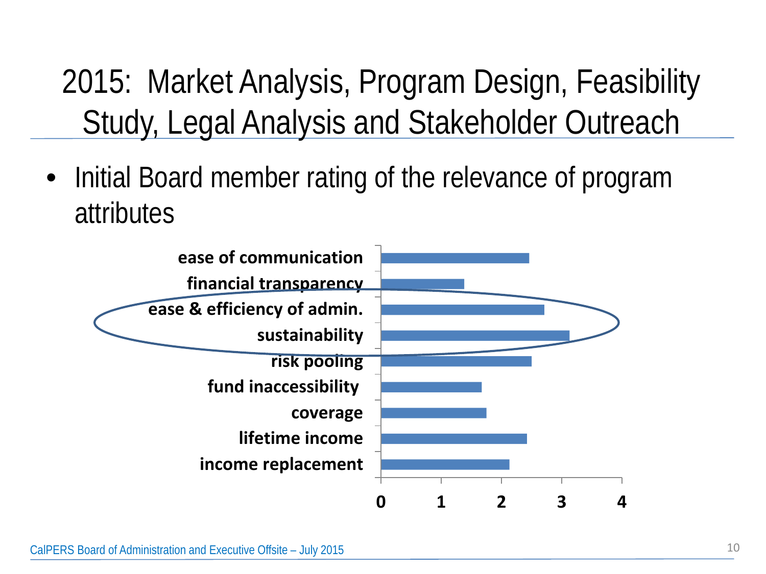# 2015: Market Analysis, Program Design, Feasibility Study, Legal Analysis and Stakeholder Outreach

- Initial Board member rating of the relevance of program attributes

ease of communication
financial transparency
ease & efficiency of admin.
sustainability
risk pooling
fund inaccessibility
coverage
lifetime income
income replacement

0 1 2 3 4

CalPERS Board of Administration and Executive Offsite – July 2015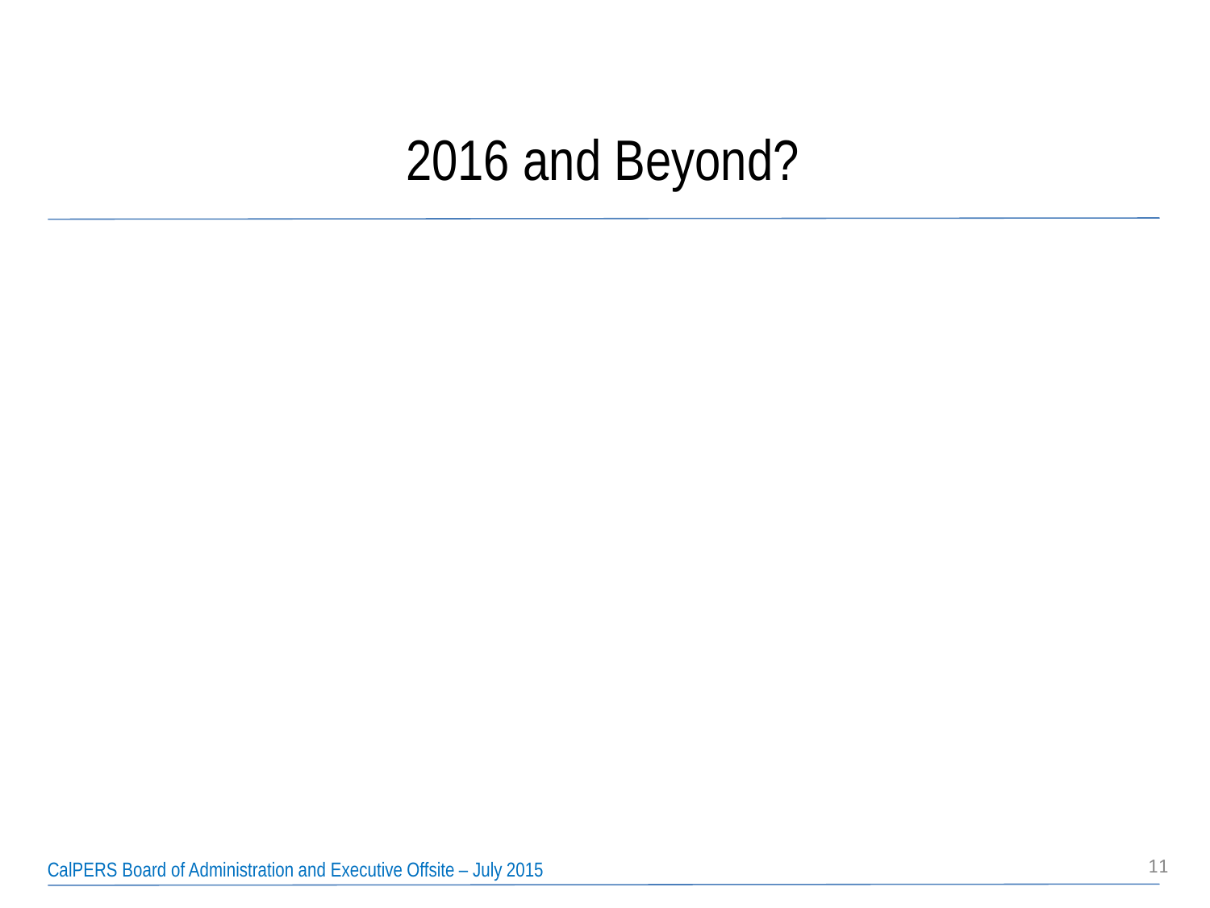# 2016 and Beyond?